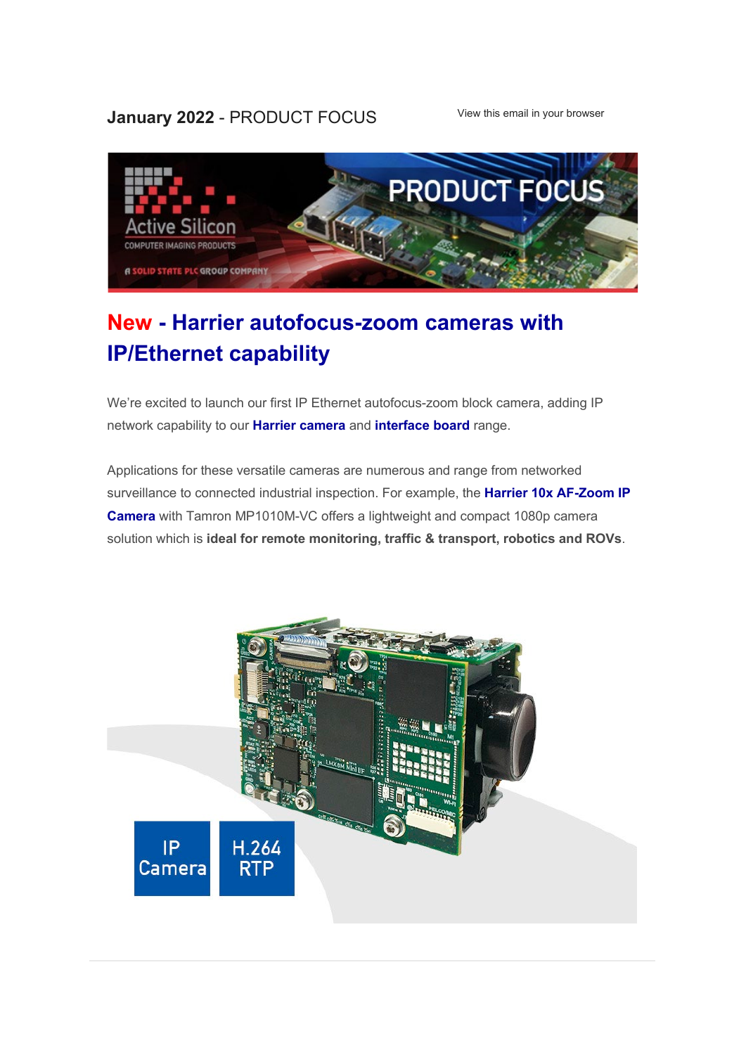**January 2022** - PRODUCT FOCUS

View this email in your browser

# New - Harrier autofocus-zoom cameras with IP/Ethernet capability

We're excited to launch our first IP Ethernet autofocus-zoom block camera, adding IP network capability to our **Harrier camera** and **interface board** range.

Applications for these versatile cameras are numerous and range from networked surveillance to connected industrial inspection. For example, the **Harrier 10x AF-Zoom IP Camera** with Tamron MP1010M-VC offers a lightweight and compact 1080p camera solution which is **ideal for remote monitoring, traffic & transport, robotics and ROVs**.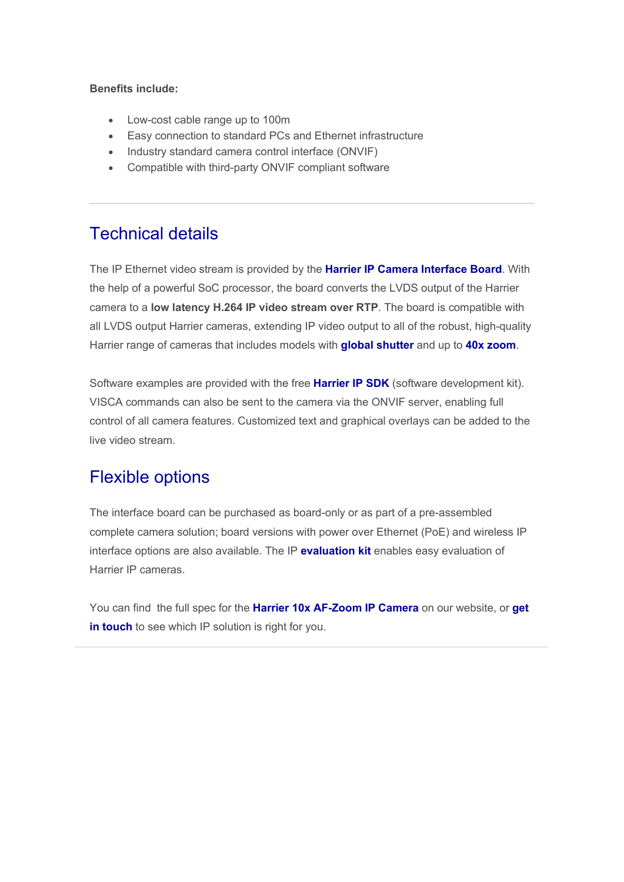**Benefits include:**

- Low-cost cable range up to 100m
- Easy connection to standard PCs and Ethernet infrastructure
- Industry standard camera control interface (ONVIF)
- Compatible with third-party ONVIF compliant software

---

## Technical details

The IP Ethernet video stream is provided by the **Harrier IP Camera Interface Board**. With the help of a powerful SoC processor, the board converts the LVDS output of the Harrier camera to a **low latency H.264 IP video stream over RTP**. The board is compatible with all LVDS output Harrier cameras, extending IP video output to all of the robust, high-quality Harrier range of cameras that includes models with **global shutter** and up to **40x zoom**.

Software examples are provided with the free **Harrier IP SDK** (software development kit). VISCA commands can also be sent to the camera via the ONVIF server, enabling full control of all camera features. Customized text and graphical overlays can be added to the live video stream.

## Flexible options

The interface board can be purchased as board-only or as part of a pre-assembled complete camera solution; board versions with power over Ethernet (PoE) and wireless IP interface options are also available. The IP **evaluation kit** enables easy evaluation of Harrier IP cameras.

You can find the full spec for the **Harrier 10x AF-Zoom IP Camera** on our website, or **get in touch** to see which IP solution is right for you.

---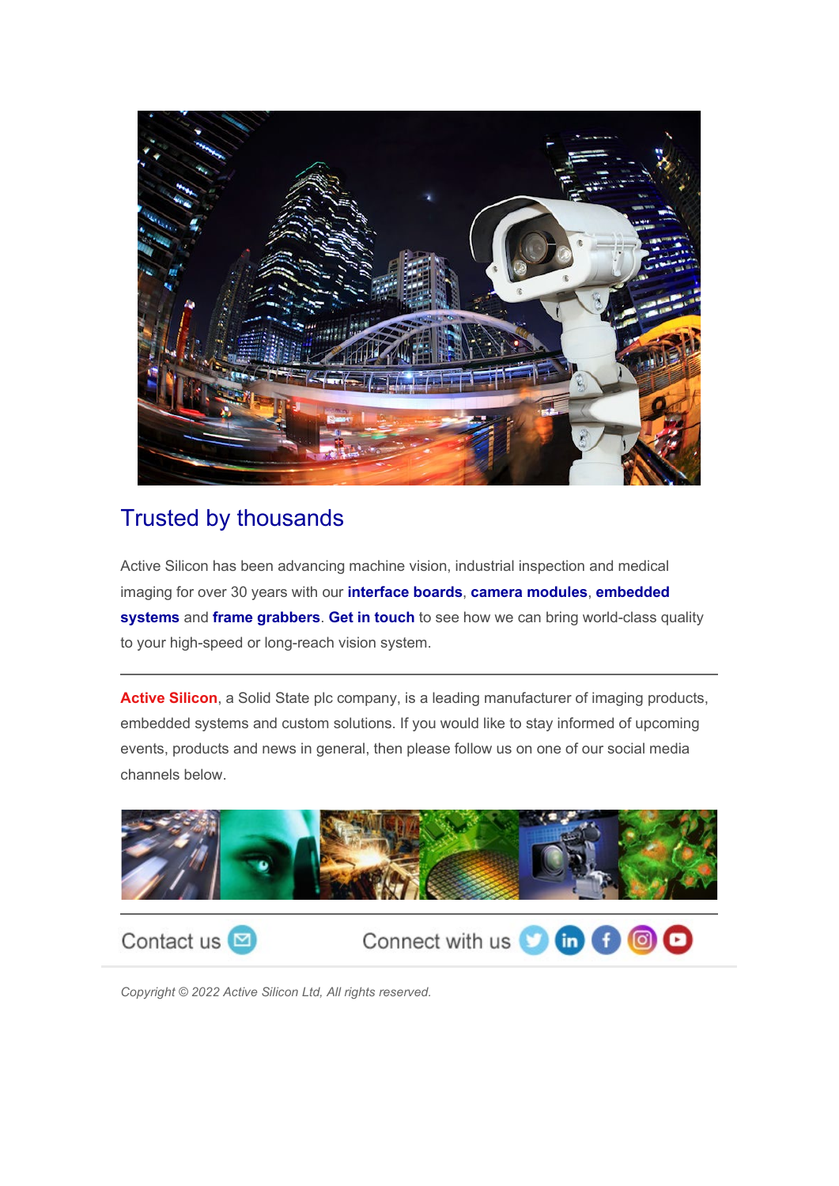## Trusted by thousands

Active Silicon has been advancing machine vision, industrial inspection and medical imaging for over 30 years with our **interface boards**, **camera modules**, **embedded systems** and **frame grabbers**. **Get in touch** to see how we can bring world-class quality to your high-speed or long-reach vision system.

---

**Active Silicon**, a Solid State plc company, is a leading manufacturer of imaging products, embedded systems and custom solutions. If you would like to stay informed of upcoming events, products and news in general, then please follow us on one of our social media channels below.

---

Contact us

Connect with us

*Copyright © 2022 Active Silicon Ltd, All rights reserved.*